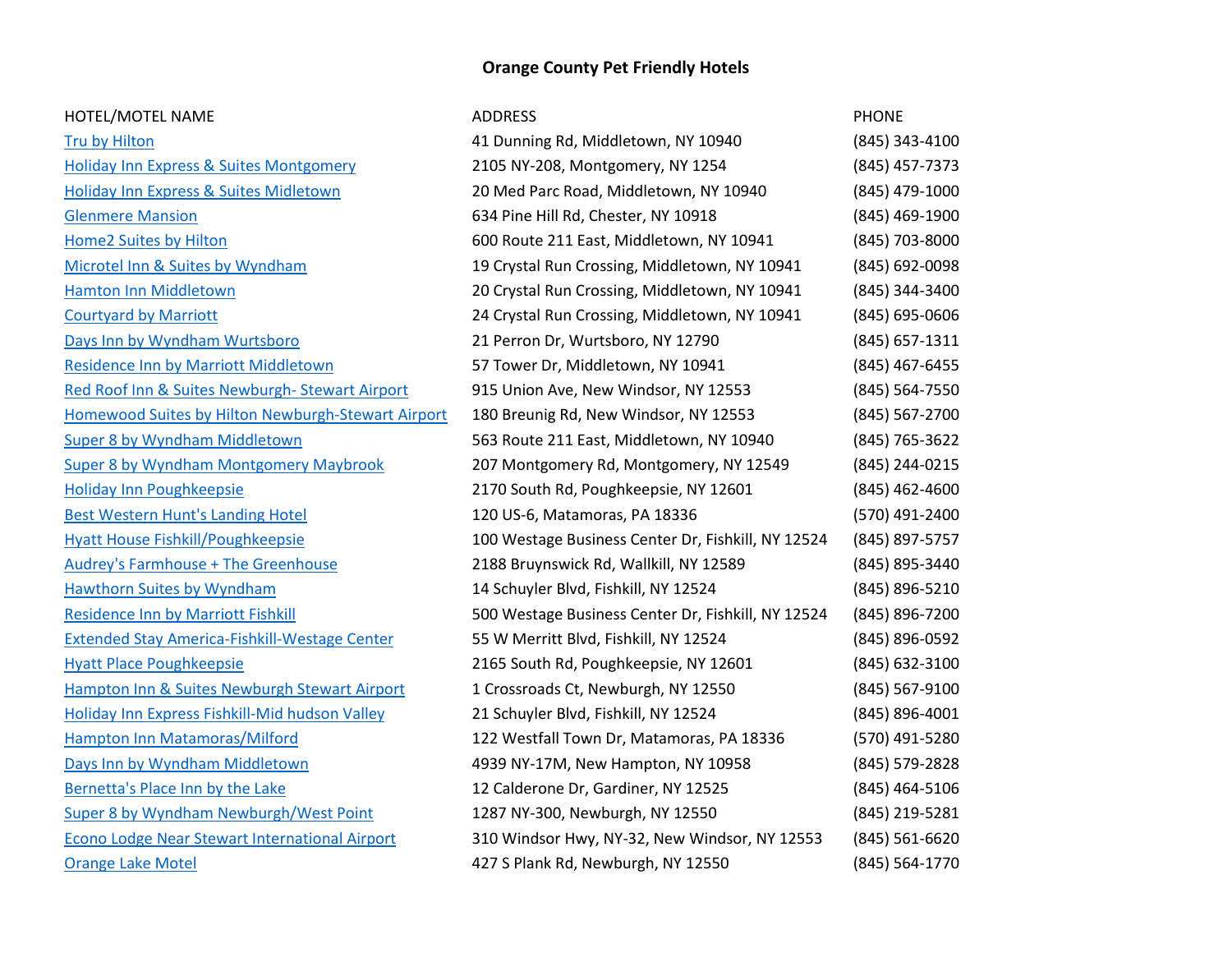# Orange County Pet Friendly Hotels

| HOTEL/MOTEL NAME | ADDRESS | PHONE |
|---|---|---|
| Tru by Hilton | 41 Dunning Rd, Middletown, NY 10940 | (845) 343-4100 |
| Holiday Inn Express & Suites Montgomery | 2105 NY-208, Montgomery, NY 1254 | (845) 457-7373 |
| Holiday Inn Express & Suites Midletown | 20 Med Parc Road, Middletown, NY 10940 | (845) 479-1000 |
| Glenmere Mansion | 634 Pine Hill Rd, Chester, NY 10918 | (845) 469-1900 |
| Home2 Suites by Hilton | 600 Route 211 East, Middletown, NY 10941 | (845) 703-8000 |
| Microtel Inn & Suites by Wyndham | 19 Crystal Run Crossing, Middletown, NY 10941 | (845) 692-0098 |
| Hamton Inn Middletown | 20 Crystal Run Crossing, Middletown, NY 10941 | (845) 344-3400 |
| Courtyard by Marriott | 24 Crystal Run Crossing, Middletown, NY 10941 | (845) 695-0606 |
| Days Inn by Wyndham Wurtsboro | 21 Perron Dr, Wurtsboro, NY 12790 | (845) 657-1311 |
| Residence Inn by Marriott Middletown | 57 Tower Dr, Middletown, NY 10941 | (845) 467-6455 |
| Red Roof Inn & Suites Newburgh- Stewart Airport | 915 Union Ave, New Windsor, NY 12553 | (845) 564-7550 |
| Homewood Suites by Hilton Newburgh-Stewart Airport | 180 Breunig Rd, New Windsor, NY 12553 | (845) 567-2700 |
| Super 8 by Wyndham Middletown | 563 Route 211 East, Middletown, NY 10940 | (845) 765-3622 |
| Super 8 by Wyndham Montgomery Maybrook | 207 Montgomery Rd, Montgomery, NY 12549 | (845) 244-0215 |
| Holiday Inn Poughkeepsie | 2170 South Rd, Poughkeepsie, NY 12601 | (845) 462-4600 |
| Best Western Hunt's Landing Hotel | 120 US-6, Matamoras, PA 18336 | (570) 491-2400 |
| Hyatt House Fishkill/Poughkeepsie | 100 Westage Business Center Dr, Fishkill, NY 12524 | (845) 897-5757 |
| Audrey's Farmhouse + The Greenhouse | 2188 Bruynswick Rd, Wallkill, NY 12589 | (845) 895-3440 |
| Hawthorn Suites by Wyndham | 14 Schuyler Blvd, Fishkill, NY 12524 | (845) 896-5210 |
| Residence Inn by Marriott Fishkill | 500 Westage Business Center Dr, Fishkill, NY 12524 | (845) 896-7200 |
| Extended Stay America-Fishkill-Westage Center | 55 W Merritt Blvd, Fishkill, NY 12524 | (845) 896-0592 |
| Hyatt Place Poughkeepsie | 2165 South Rd, Poughkeepsie, NY 12601 | (845) 632-3100 |
| Hampton Inn & Suites Newburgh Stewart Airport | 1 Crossroads Ct, Newburgh, NY 12550 | (845) 567-9100 |
| Holiday Inn Express Fishkill-Mid hudson Valley | 21 Schuyler Blvd, Fishkill, NY 12524 | (845) 896-4001 |
| Hampton Inn Matamoras/Milford | 122 Westfall Town Dr, Matamoras, PA 18336 | (570) 491-5280 |
| Days Inn by Wyndham Middletown | 4939 NY-17M, New Hampton, NY 10958 | (845) 579-2828 |
| Bernetta's Place Inn by the Lake | 12 Calderone Dr, Gardiner, NY 12525 | (845) 464-5106 |
| Super 8 by Wyndham Newburgh/West Point | 1287 NY-300, Newburgh, NY 12550 | (845) 219-5281 |
| Econo Lodge Near Stewart International Airport | 310 Windsor Hwy, NY-32, New Windsor, NY 12553 | (845) 561-6620 |
| Orange Lake Motel | 427 S Plank Rd, Newburgh, NY 12550 | (845) 564-1770 |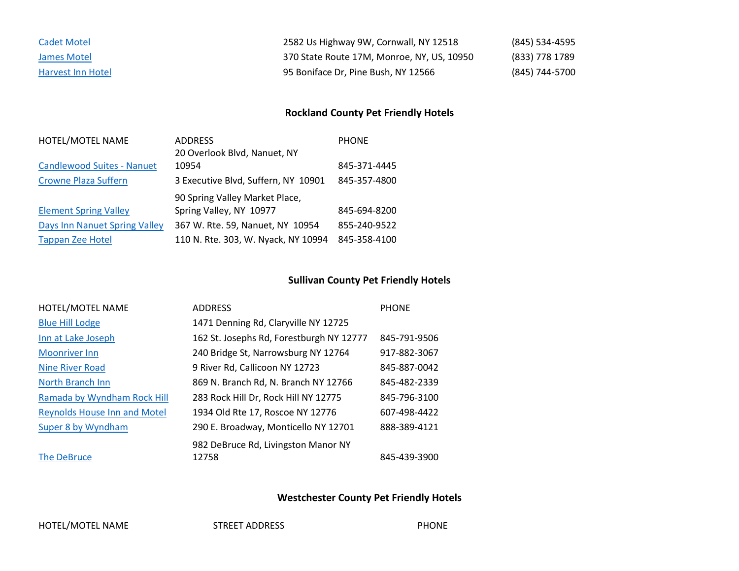| | | |
|---|---|---|
| Cadet Motel | 2582 Us Highway 9W, Cornwall, NY 12518 | (845) 534-4595 |
| James Motel | 370 State Route 17M, Monroe, NY, US, 10950 | (833) 778 1789 |
| Harvest Inn Hotel | 95 Boniface Dr, Pine Bush, NY 12566 | (845) 744-5700 |

## Rockland County Pet Friendly Hotels

| HOTEL/MOTEL NAME | ADDRESS | PHONE |
|---|---|---|
| Candlewood Suites - Nanuet | 20 Overlook Blvd, Nanuet, NY 10954 | 845-371-4445 |
| Crowne Plaza Suffern | 3 Executive Blvd, Suffern, NY 10901 | 845-357-4800 |
| Element Spring Valley | 90 Spring Valley Market Place, Spring Valley, NY 10977 | 845-694-8200 |
| Days Inn Nanuet Spring Valley | 367 W. Rte. 59, Nanuet, NY 10954 | 855-240-9522 |
| Tappan Zee Hotel | 110 N. Rte. 303, W. Nyack, NY 10994 | 845-358-4100 |

## Sullivan County Pet Friendly Hotels

| HOTEL/MOTEL NAME | ADDRESS | PHONE |
|---|---|---|
| Blue Hill Lodge | 1471 Denning Rd, Claryville NY 12725 | |
| Inn at Lake Joseph | 162 St. Josephs Rd, Forestburgh NY 12777 | 845-791-9506 |
| Moonriver Inn | 240 Bridge St, Narrowsburg NY 12764 | 917-882-3067 |
| Nine River Road | 9 River Rd, Callicoon NY 12723 | 845-887-0042 |
| North Branch Inn | 869 N. Branch Rd, N. Branch NY 12766 | 845-482-2339 |
| Ramada by Wyndham Rock Hill | 283 Rock Hill Dr, Rock Hill NY 12775 | 845-796-3100 |
| Reynolds House Inn and Motel | 1934 Old Rte 17, Roscoe NY 12776 | 607-498-4422 |
| Super 8 by Wyndham | 290 E. Broadway, Monticello NY 12701 | 888-389-4121 |
| The DeBruce | 982 DeBruce Rd, Livingston Manor NY 12758 | 845-439-3900 |

## Westchester County Pet Friendly Hotels

| HOTEL/MOTEL NAME | STREET ADDRESS | PHONE |
|---|---|---|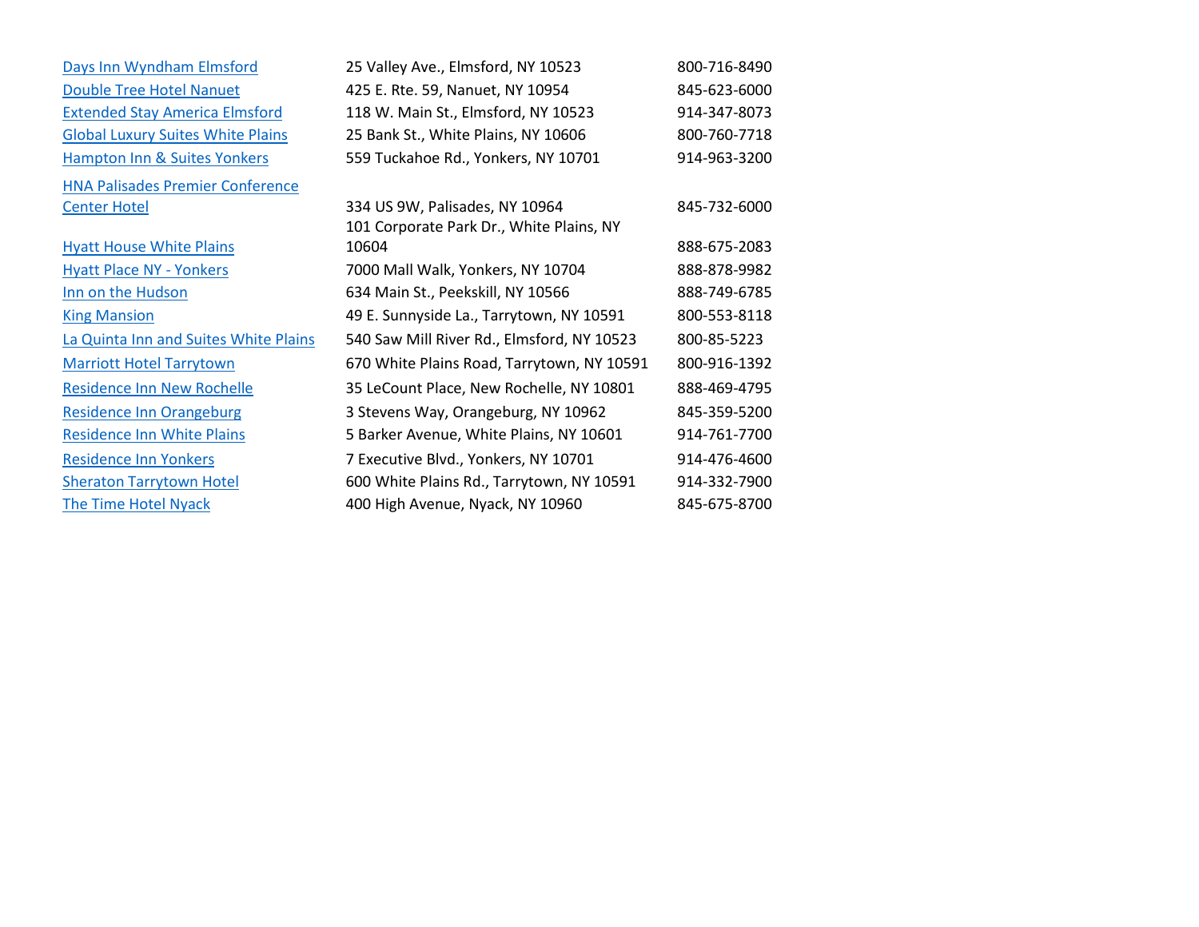| | | |
|---|---|---|
| Days Inn Wyndham Elmsford | 25 Valley Ave., Elmsford, NY 10523 | 800-716-8490 |
| Double Tree Hotel Nanuet | 425 E. Rte. 59, Nanuet, NY 10954 | 845-623-6000 |
| Extended Stay America Elmsford | 118 W. Main St., Elmsford, NY 10523 | 914-347-8073 |
| Global Luxury Suites White Plains | 25 Bank St., White Plains, NY 10606 | 800-760-7718 |
| Hampton Inn & Suites Yonkers | 559 Tuckahoe Rd., Yonkers, NY 10701 | 914-963-3200 |
| HNA Palisades Premier Conference Center Hotel | 334 US 9W, Palisades, NY 10964 | 845-732-6000 |
| Hyatt House White Plains | 101 Corporate Park Dr., White Plains, NY 10604 | 888-675-2083 |
| Hyatt Place NY - Yonkers | 7000 Mall Walk, Yonkers, NY 10704 | 888-878-9982 |
| Inn on the Hudson | 634 Main St., Peekskill, NY 10566 | 888-749-6785 |
| King Mansion | 49 E. Sunnyside La., Tarrytown, NY 10591 | 800-553-8118 |
| La Quinta Inn and Suites White Plains | 540 Saw Mill River Rd., Elmsford, NY 10523 | 800-85-5223 |
| Marriott Hotel Tarrytown | 670 White Plains Road, Tarrytown, NY 10591 | 800-916-1392 |
| Residence Inn New Rochelle | 35 LeCount Place, New Rochelle, NY 10801 | 888-469-4795 |
| Residence Inn Orangeburg | 3 Stevens Way, Orangeburg, NY 10962 | 845-359-5200 |
| Residence Inn White Plains | 5 Barker Avenue, White Plains, NY 10601 | 914-761-7700 |
| Residence Inn Yonkers | 7 Executive Blvd., Yonkers, NY 10701 | 914-476-4600 |
| Sheraton Tarrytown Hotel | 600 White Plains Rd., Tarrytown, NY 10591 | 914-332-7900 |
| The Time Hotel Nyack | 400 High Avenue, Nyack, NY 10960 | 845-675-8700 |